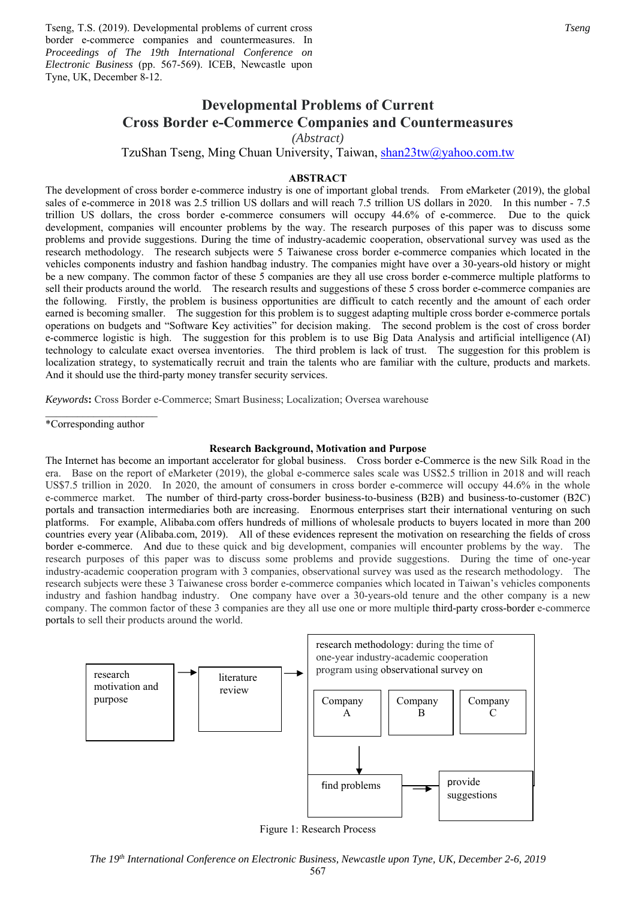Tseng, T.S. (2019). Developmental problems of current cross border e-commerce companies and countermeasures. In *Proceedings of The 19th International Conference on Electronic Business* (pp. 567-569). ICEB, Newcastle upon Tyne, UK, December 8-12.

# Developmental Problems of Current Cross Border e-Commerce Companies and Countermeasures

*(Abstract)*

TzuShan Tseng, Ming Chuan University, Taiwan, shan23tw@yahoo.com.tw

## ABSTRACT

The development of cross border e-commerce industry is one of important global trends. From eMarketer (2019), the global sales of e-commerce in 2018 was 2.5 trillion US dollars and will reach 7.5 trillion US dollars in 2020. In this number - 7.5 trillion US dollars, the cross border e-commerce consumers will occupy 44.6% of e-commerce. Due to the quick development, companies will encounter problems by the way. The research purposes of this paper was to discuss some problems and provide suggestions. During the time of industry-academic cooperation, observational survey was used as the research methodology. The research subjects were 5 Taiwanese cross border e-commerce companies which located in the vehicles components industry and fashion handbag industry. The companies might have over a 30-years-old history or might be a new company. The common factor of these 5 companies are they all use cross border e-commerce multiple platforms to sell their products around the world. The research results and suggestions of these 5 cross border e-commerce companies are the following. Firstly, the problem is business opportunities are difficult to catch recently and the amount of each order earned is becoming smaller. The suggestion for this problem is to suggest adapting multiple cross border e-commerce portals operations on budgets and "Software Key activities" for decision making. The second problem is the cost of cross border e-commerce logistic is high. The suggestion for this problem is to use Big Data Analysis and artificial intelligence (AI) technology to calculate exact oversea inventories. The third problem is lack of trust. The suggestion for this problem is localization strategy, to systematically recruit and train the talents who are familiar with the culture, products and markets. And it should use the third-party money transfer security services.

*Keywords*: Cross Border e-Commerce; Smart Business; Localization; Oversea warehouse

\*Corresponding author

## Research Background, Motivation and Purpose

The Internet has become an important accelerator for global business. Cross border e-Commerce is the new Silk Road in the era. Base on the report of eMarketer (2019), the global e-commerce sales scale was US$2.5 trillion in 2018 and will reach US$7.5 trillion in 2020. In 2020, the amount of consumers in cross border e-commerce will occupy 44.6% in the whole e-commerce market. The number of third-party cross-border business-to-business (B2B) and business-to-customer (B2C) portals and transaction intermediaries both are increasing. Enormous enterprises start their international venturing on such platforms. For example, Alibaba.com offers hundreds of millions of wholesale products to buyers located in more than 200 countries every year (Alibaba.com, 2019). All of these evidences represent the motivation on researching the fields of cross border e-commerce. And due to these quick and big development, companies will encounter problems by the way. The research purposes of this paper was to discuss some problems and provide suggestions. During the time of one-year industry-academic cooperation program with 3 companies, observational survey was used as the research methodology. The research subjects were these 3 Taiwanese cross border e-commerce companies which located in Taiwan's vehicles components industry and fashion handbag industry. One company have over a 30-years-old tenure and the other company is a new company. The common factor of these 3 companies are they all use one or more multiple third-party cross-border e-commerce portals to sell their products around the world.

research motivation and purpose → literature review → research methodology: during the time of one-year industry-academic cooperation program using observational survey on [Company A | Company B | Company C] → find problems → provide suggestions

Figure 1: Research Process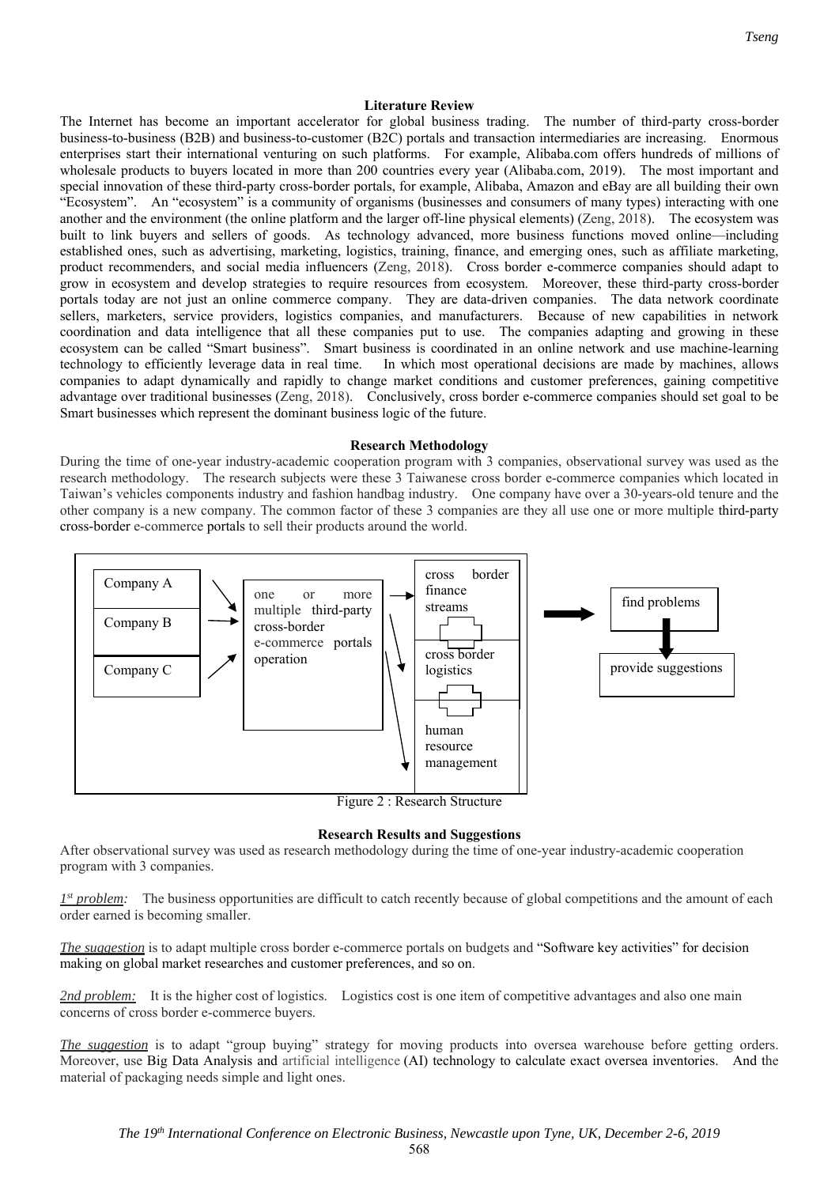## Literature Review

The Internet has become an important accelerator for global business trading. The number of third-party cross-border business-to-business (B2B) and business-to-customer (B2C) portals and transaction intermediaries are increasing. Enormous enterprises start their international venturing on such platforms. For example, Alibaba.com offers hundreds of millions of wholesale products to buyers located in more than 200 countries every year (Alibaba.com, 2019). The most important and special innovation of these third-party cross-border portals, for example, Alibaba, Amazon and eBay are all building their own "Ecosystem". An "ecosystem" is a community of organisms (businesses and consumers of many types) interacting with one another and the environment (the online platform and the larger off-line physical elements) (Zeng, 2018). The ecosystem was built to link buyers and sellers of goods. As technology advanced, more business functions moved online—including established ones, such as advertising, marketing, logistics, training, finance, and emerging ones, such as affiliate marketing, product recommenders, and social media influencers (Zeng, 2018). Cross border e-commerce companies should adapt to grow in ecosystem and develop strategies to require resources from ecosystem. Moreover, these third-party cross-border portals today are not just an online commerce company. They are data-driven companies. The data network coordinate sellers, marketers, service providers, logistics companies, and manufacturers. Because of new capabilities in network coordination and data intelligence that all these companies put to use. The companies adapting and growing in these ecosystem can be called "Smart business". Smart business is coordinated in an online network and use machine-learning technology to efficiently leverage data in real time. In which most operational decisions are made by machines, allows companies to adapt dynamically and rapidly to change market conditions and customer preferences, gaining competitive advantage over traditional businesses (Zeng, 2018). Conclusively, cross border e-commerce companies should set goal to be Smart businesses which represent the dominant business logic of the future.

## Research Methodology

During the time of one-year industry-academic cooperation program with 3 companies, observational survey was used as the research methodology. The research subjects were these 3 Taiwanese cross border e-commerce companies which located in Taiwan's vehicles components industry and fashion handbag industry. One company have over a 30-years-old tenure and the other company is a new company. The common factor of these 3 companies are they all use one or more multiple third-party cross-border e-commerce portals to sell their products around the world.

Company A, Company B, Company C → one or more multiple third-party cross-border e-commerce portals operation → cross border finance streams / cross border logistics / human resource management → find problems → provide suggestions

Figure 2 : Research Structure

## Research Results and Suggestions

After observational survey was used as research methodology during the time of one-year industry-academic cooperation program with 3 companies.

*1st problem:* The business opportunities are difficult to catch recently because of global competitions and the amount of each order earned is becoming smaller.

*The suggestion* is to adapt multiple cross border e-commerce portals on budgets and "Software key activities" for decision making on global market researches and customer preferences, and so on.

*2nd problem:* It is the higher cost of logistics. Logistics cost is one item of competitive advantages and also one main concerns of cross border e-commerce buyers.

*The suggestion* is to adapt "group buying" strategy for moving products into oversea warehouse before getting orders. Moreover, use Big Data Analysis and artificial intelligence (AI) technology to calculate exact oversea inventories. And the material of packaging needs simple and light ones.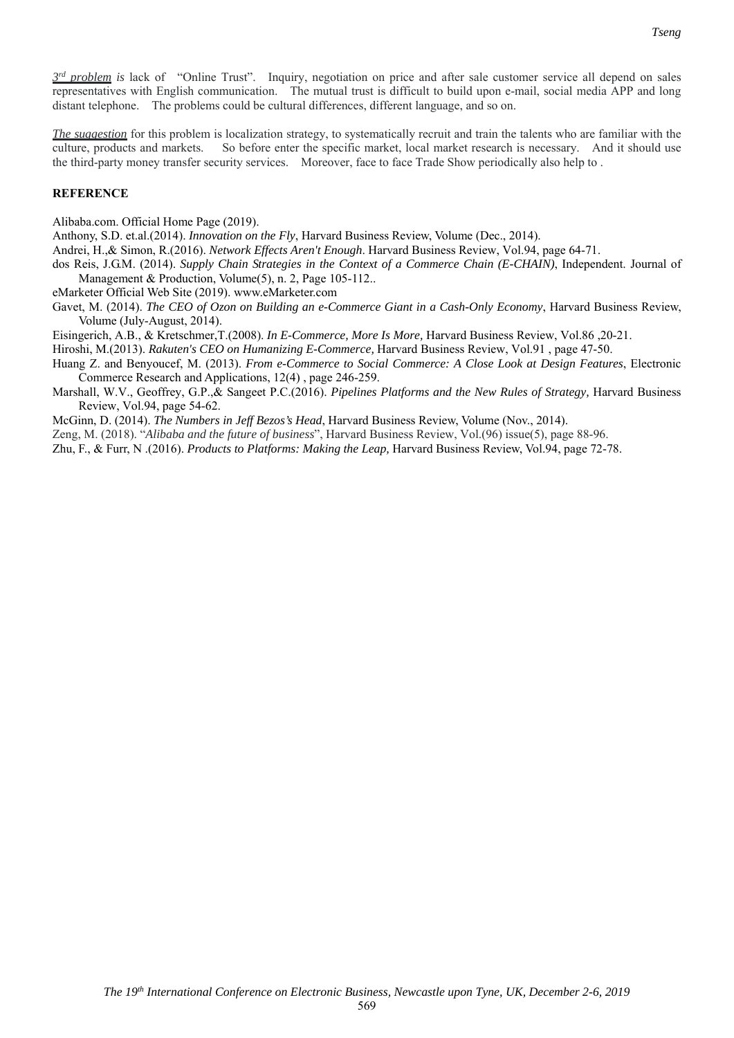*3rd problem is* lack of "Online Trust". Inquiry, negotiation on price and after sale customer service all depend on sales representatives with English communication. The mutual trust is difficult to build upon e-mail, social media APP and long distant telephone. The problems could be cultural differences, different language, and so on.

*The suggestion* for this problem is localization strategy, to systematically recruit and train the talents who are familiar with the culture, products and markets. So before enter the specific market, local market research is necessary. And it should use the third-party money transfer security services. Moreover, face to face Trade Show periodically also help to .

**REFERENCE**

Alibaba.com. Official Home Page (2019).

Anthony, S.D. et.al.(2014). *Innovation on the Fly*, Harvard Business Review, Volume (Dec., 2014).

Andrei, H.,& Simon, R.(2016). *Network Effects Aren't Enough*. Harvard Business Review, Vol.94, page 64-71.

dos Reis, J.G.M. (2014). *Supply Chain Strategies in the Context of a Commerce Chain (E-CHAIN)*, Independent. Journal of Management & Production, Volume(5), n. 2, Page 105-112..

eMarketer Official Web Site (2019). www.eMarketer.com

Gavet, M. (2014). *The CEO of Ozon on Building an e-Commerce Giant in a Cash-Only Economy*, Harvard Business Review, Volume (July-August, 2014).

Eisingerich, A.B., & Kretschmer,T.(2008). *In E-Commerce, More Is More,* Harvard Business Review, Vol.86 ,20-21.

Hiroshi, M.(2013). *Rakuten's CEO on Humanizing E-Commerce,* Harvard Business Review, Vol.91 , page 47-50.

Huang Z. and Benyoucef, M. (2013). *From e-Commerce to Social Commerce: A Close Look at Design Features*, Electronic Commerce Research and Applications, 12(4) , page 246-259.

Marshall, W.V., Geoffrey, G.P.,& Sangeet P.C.(2016). *Pipelines Platforms and the New Rules of Strategy,* Harvard Business Review, Vol.94, page 54-62.

McGinn, D. (2014). *The Numbers in Jeff Bezos's Head*, Harvard Business Review, Volume (Nov., 2014).

Zeng, M. (2018). "*Alibaba and the future of business*", Harvard Business Review, Vol.(96) issue(5), page 88-96.

Zhu, F., & Furr, N .(2016). *Products to Platforms: Making the Leap,* Harvard Business Review, Vol.94, page 72-78.